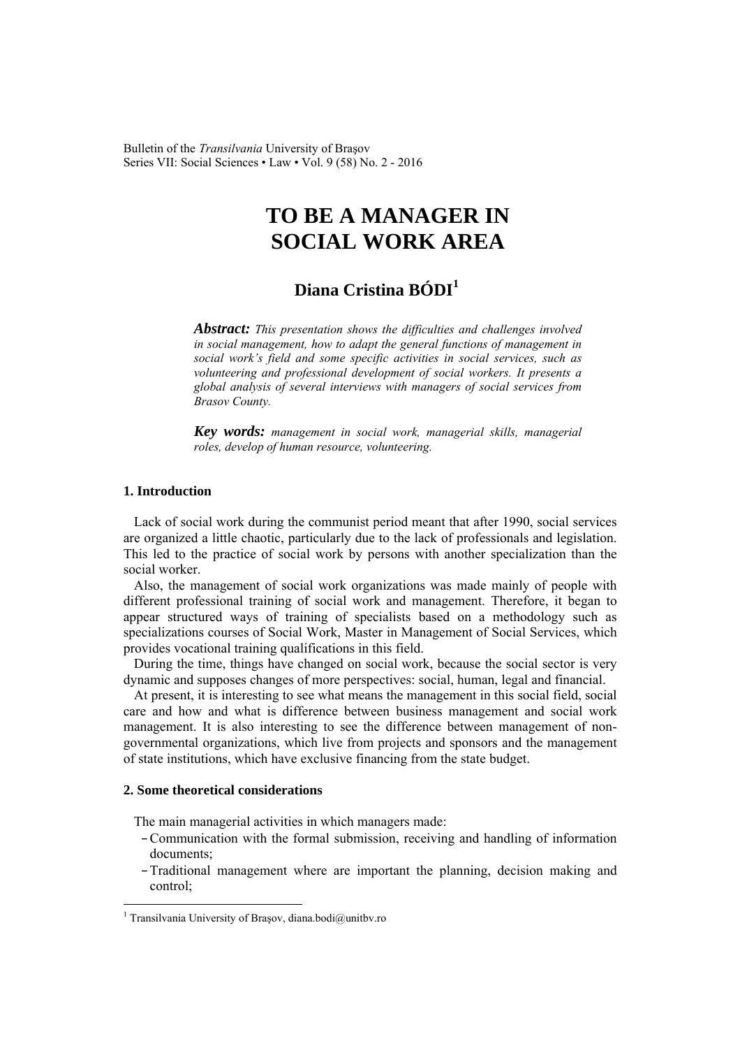# TO BE A MANAGER IN SOCIAL WORK AREA

## Diana Cristina BÓDI[1]

***Abstract:*** *This presentation shows the difficulties and challenges involved in social management, how to adapt the general functions of management in social work's field and some specific activities in social services, such as volunteering and professional development of social workers. It presents a global analysis of several interviews with managers of social services from Brasov County.*

***Key words:*** *management in social work, managerial skills, managerial roles, develop of human resource, volunteering.*

### 1. Introduction

Lack of social work during the communist period meant that after 1990, social services are organized a little chaotic, particularly due to the lack of professionals and legislation. This led to the practice of social work by persons with another specialization than the social worker.

Also, the management of social work organizations was made mainly of people with different professional training of social work and management. Therefore, it began to appear structured ways of training of specialists based on a methodology such as specializations courses of Social Work, Master in Management of Social Services, which provides vocational training qualifications in this field.

During the time, things have changed on social work, because the social sector is very dynamic and supposes changes of more perspectives: social, human, legal and financial.

At present, it is interesting to see what means the management in this social field, social care and how and what is difference between business management and social work management. It is also interesting to see the difference between management of non-governmental organizations, which live from projects and sponsors and the management of state institutions, which have exclusive financing from the state budget.

### 2. Some theoretical considerations

The main managerial activities in which managers made:

- Communication with the formal submission, receiving and handling of information documents;
- Traditional management where are important the planning, decision making and control;

[1] Transilvania University of Braşov, diana.bodi@unitbv.ro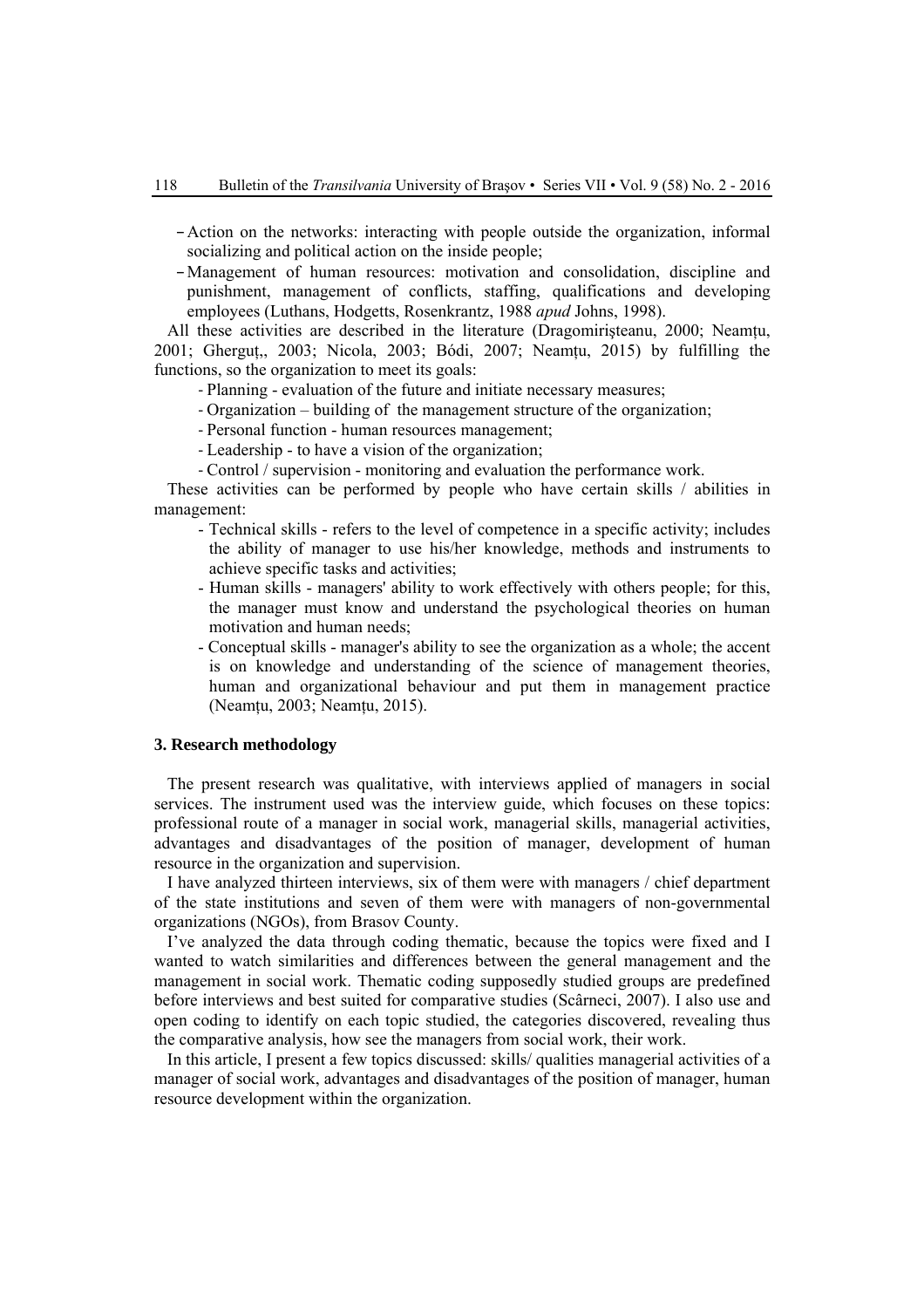- Action on the networks: interacting with people outside the organization, informal socializing and political action on the inside people;
- Management of human resources: motivation and consolidation, discipline and punishment, management of conflicts, staffing, qualifications and developing employees (Luthans, Hodgetts, Rosenkrantz, 1988 *apud* Johns, 1998).

All these activities are described in the literature (Dragomirişteanu, 2000; Neamțu, 2001; Gherguț,, 2003; Nicola, 2003; Bódi, 2007; Neamțu, 2015) by fulfilling the functions, so the organization to meet its goals:

- Planning - evaluation of the future and initiate necessary measures;
- Organization – building of the management structure of the organization;
- Personal function - human resources management;
- Leadership - to have a vision of the organization;
- Control / supervision - monitoring and evaluation the performance work.

These activities can be performed by people who have certain skills / abilities in management:

- Technical skills - refers to the level of competence in a specific activity; includes the ability of manager to use his/her knowledge, methods and instruments to achieve specific tasks and activities;
- Human skills - managers' ability to work effectively with others people; for this, the manager must know and understand the psychological theories on human motivation and human needs;
- Conceptual skills - manager's ability to see the organization as a whole; the accent is on knowledge and understanding of the science of management theories, human and organizational behaviour and put them in management practice (Neamțu, 2003; Neamțu, 2015).

### 3. Research methodology

The present research was qualitative, with interviews applied of managers in social services. The instrument used was the interview guide, which focuses on these topics: professional route of a manager in social work, managerial skills, managerial activities, advantages and disadvantages of the position of manager, development of human resource in the organization and supervision.

I have analyzed thirteen interviews, six of them were with managers / chief department of the state institutions and seven of them were with managers of non-governmental organizations (NGOs), from Brasov County.

I've analyzed the data through coding thematic, because the topics were fixed and I wanted to watch similarities and differences between the general management and the management in social work. Thematic coding supposedly studied groups are predefined before interviews and best suited for comparative studies (Scârneci, 2007). I also use and open coding to identify on each topic studied, the categories discovered, revealing thus the comparative analysis, how see the managers from social work, their work.

In this article, I present a few topics discussed: skills/ qualities managerial activities of a manager of social work, advantages and disadvantages of the position of manager, human resource development within the organization.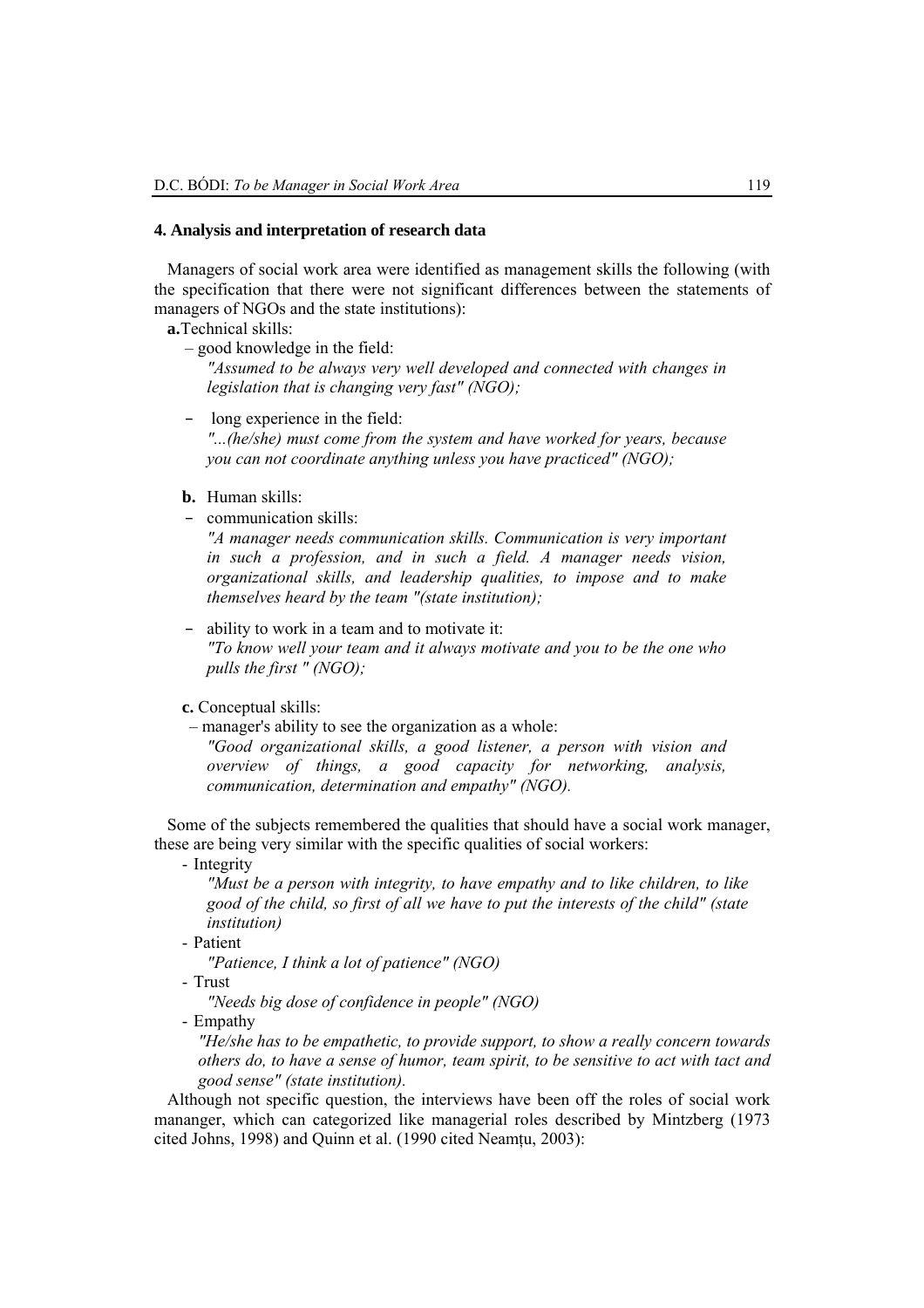## 4. Analysis and interpretation of research data

Managers of social work area were identified as management skills the following (with the specification that there were not significant differences between the statements of managers of NGOs and the state institutions):

**a.** Technical skills:

– good knowledge in the field:

*"Assumed to be always very well developed and connected with changes in legislation that is changing very fast" (NGO);*

– long experience in the field:

*"...(he/she) must come from the system and have worked for years, because you can not coordinate anything unless you have practiced" (NGO);*

**b.** Human skills:

– communication skills:

*"A manager needs communication skills. Communication is very important in such a profession, and in such a field. A manager needs vision, organizational skills, and leadership qualities, to impose and to make themselves heard by the team "(state institution);*

– ability to work in a team and to motivate it:

*"To know well your team and it always motivate and you to be the one who pulls the first " (NGO);*

**c.** Conceptual skills:

– manager's ability to see the organization as a whole:

*"Good organizational skills, a good listener, a person with vision and overview of things, a good capacity for networking, analysis, communication, determination and empathy" (NGO).*

Some of the subjects remembered the qualities that should have a social work manager, these are being very similar with the specific qualities of social workers:

- Integrity

  *"Must be a person with integrity, to have empathy and to like children, to like good of the child, so first of all we have to put the interests of the child" (state institution)*

- Patient

  *"Patience, I think a lot of patience" (NGO)*

- Trust

  *"Needs big dose of confidence in people" (NGO)*

- Empathy

  *"He/she has to be empathetic, to provide support, to show a really concern towards others do, to have a sense of humor, team spirit, to be sensitive to act with tact and good sense" (state institution).*

Although not specific question, the interviews have been off the roles of social work mananger, which can categorized like managerial roles described by Mintzberg (1973 cited Johns, 1998) and Quinn et al. (1990 cited Neamțu, 2003):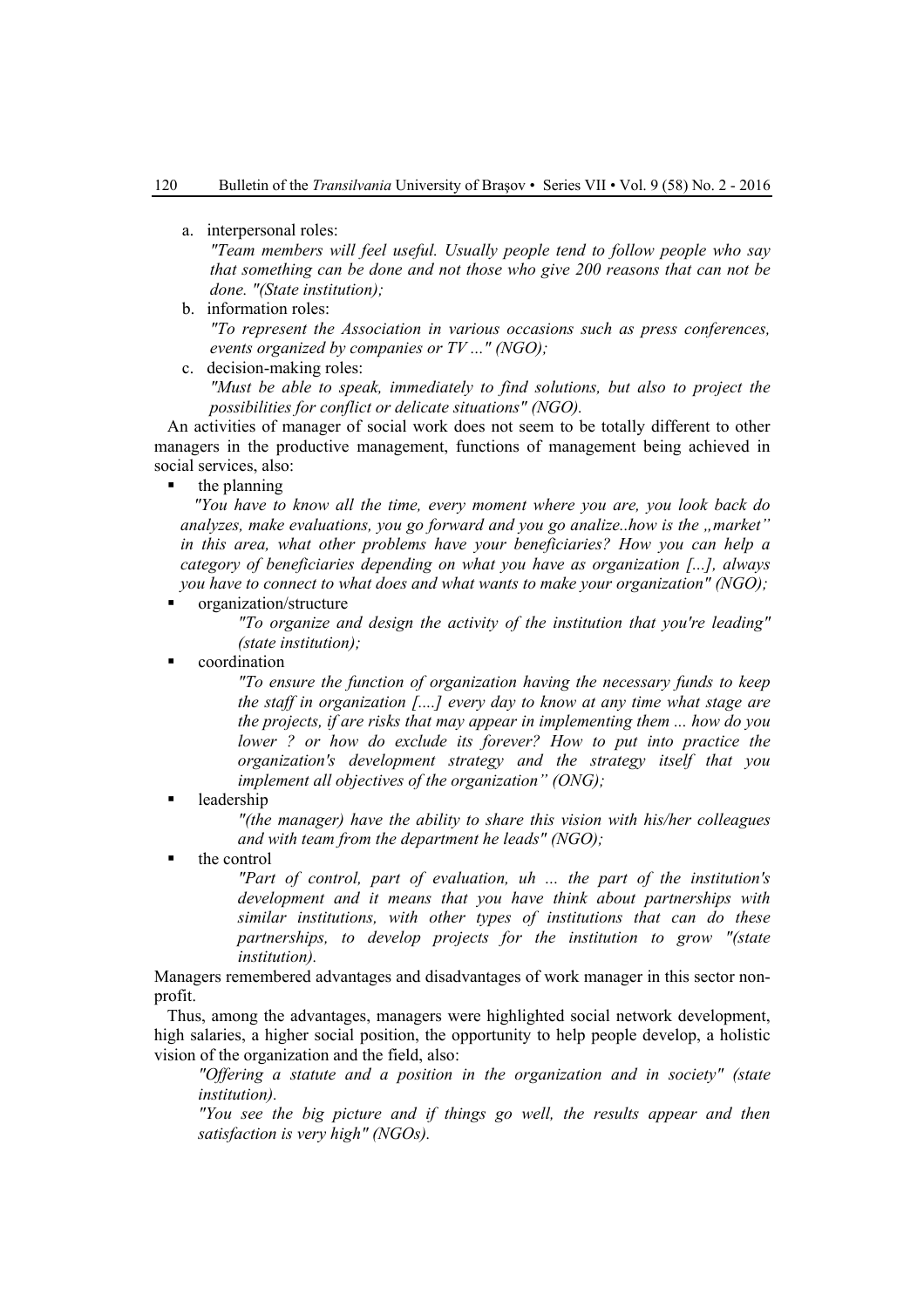a. interpersonal roles:

   *"Team members will feel useful. Usually people tend to follow people who say that something can be done and not those who give 200 reasons that can not be done. "(State institution);*

b. information roles:

   *"To represent the Association in various occasions such as press conferences, events organized by companies or TV ..." (NGO);*

c. decision-making roles:

   *"Must be able to speak, immediately to find solutions, but also to project the possibilities for conflict or delicate situations" (NGO).*

An activities of manager of social work does not seem to be totally different to other managers in the productive management, functions of management being achieved in social services, also:

- the planning

  *"You have to know all the time, every moment where you are, you look back do analyzes, make evaluations, you go forward and you go analize..how is the „market" in this area, what other problems have your beneficiaries? How you can help a category of beneficiaries depending on what you have as organization [...], always you have to connect to what does and what wants to make your organization" (NGO);*

- organization/structure

  *"To organize and design the activity of the institution that you're leading" (state institution);*

- coordination

  *"To ensure the function of organization having the necessary funds to keep the staff in organization [....] every day to know at any time what stage are the projects, if are risks that may appear in implementing them ... how do you lower ? or how do exclude its forever? How to put into practice the organization's development strategy and the strategy itself that you implement all objectives of the organization" (ONG);*

- leadership

  *"(the manager) have the ability to share this vision with his/her colleagues and with team from the department he leads" (NGO);*

- the control

  *"Part of control, part of evaluation, uh ... the part of the institution's development and it means that you have think about partnerships with similar institutions, with other types of institutions that can do these partnerships, to develop projects for the institution to grow "(state institution).*

Managers remembered advantages and disadvantages of work manager in this sector non-profit.

Thus, among the advantages, managers were highlighted social network development, high salaries, a higher social position, the opportunity to help people develop, a holistic vision of the organization and the field, also:

*"Offering a statute and a position in the organization and in society" (state institution).*

*"You see the big picture and if things go well, the results appear and then satisfaction is very high" (NGOs).*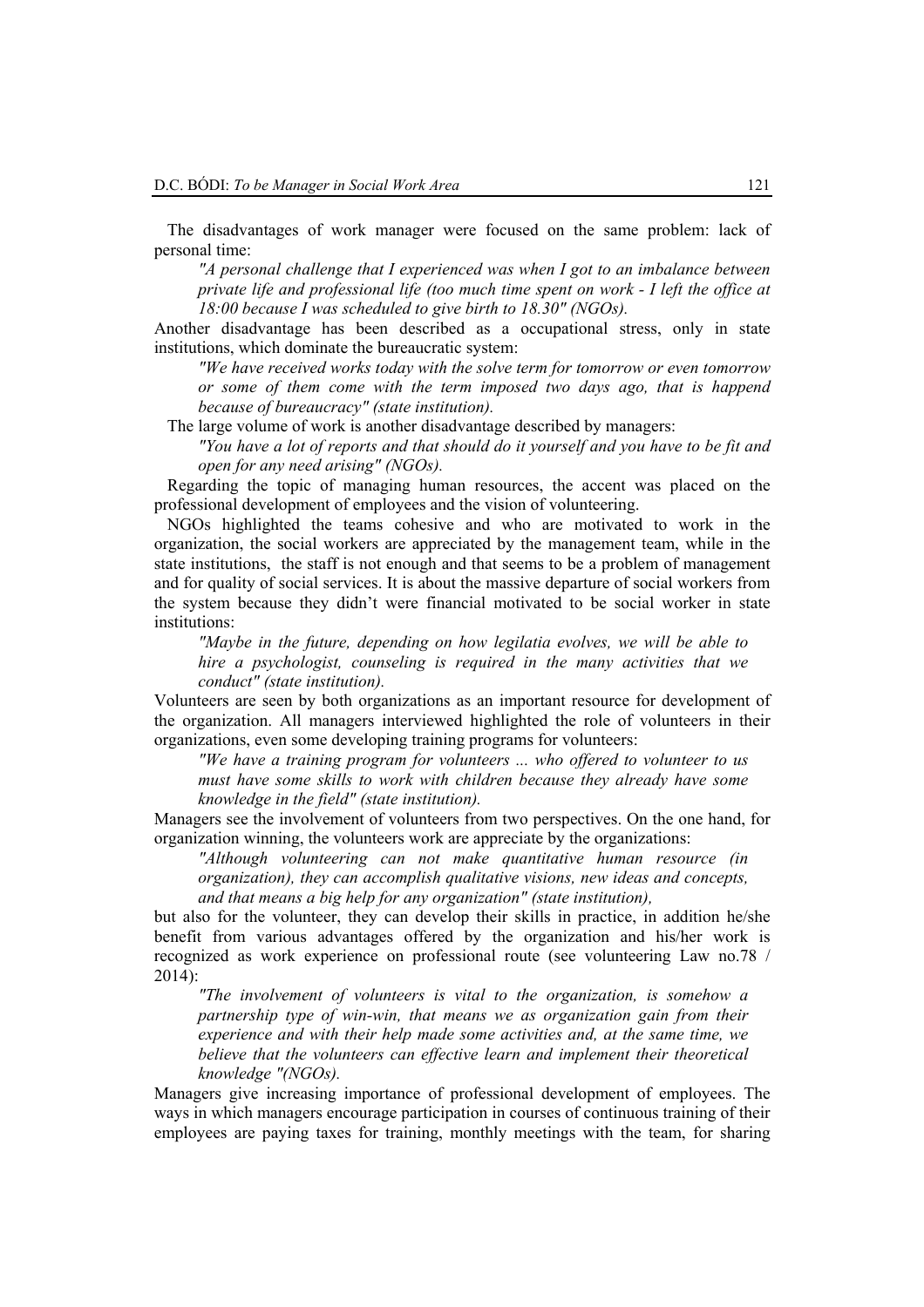The disadvantages of work manager were focused on the same problem: lack of personal time:

> *"A personal challenge that I experienced was when I got to an imbalance between private life and professional life (too much time spent on work - I left the office at 18:00 because I was scheduled to give birth to 18.30" (NGOs).*

Another disadvantage has been described as a occupational stress, only in state institutions, which dominate the bureaucratic system:

> *"We have received works today with the solve term for tomorrow or even tomorrow or some of them come with the term imposed two days ago, that is happend because of bureaucracy" (state institution).*

The large volume of work is another disadvantage described by managers:

> *"You have a lot of reports and that should do it yourself and you have to be fit and open for any need arising" (NGOs).*

Regarding the topic of managing human resources, the accent was placed on the professional development of employees and the vision of volunteering.

NGOs highlighted the teams cohesive and who are motivated to work in the organization, the social workers are appreciated by the management team, while in the state institutions, the staff is not enough and that seems to be a problem of management and for quality of social services. It is about the massive departure of social workers from the system because they didn't were financial motivated to be social worker in state institutions:

> *"Maybe in the future, depending on how legilatia evolves, we will be able to hire a psychologist, counseling is required in the many activities that we conduct" (state institution).*

Volunteers are seen by both organizations as an important resource for development of the organization. All managers interviewed highlighted the role of volunteers in their organizations, even some developing training programs for volunteers:

> *"We have a training program for volunteers ... who offered to volunteer to us must have some skills to work with children because they already have some knowledge in the field" (state institution).*

Managers see the involvement of volunteers from two perspectives. On the one hand, for organization winning, the volunteers work are appreciate by the organizations:

> *"Although volunteering can not make quantitative human resource (in organization), they can accomplish qualitative visions, new ideas and concepts, and that means a big help for any organization" (state institution),*

but also for the volunteer, they can develop their skills in practice, in addition he/she benefit from various advantages offered by the organization and his/her work is recognized as work experience on professional route (see volunteering Law no.78 / 2014):

> *"The involvement of volunteers is vital to the organization, is somehow a partnership type of win-win, that means we as organization gain from their experience and with their help made some activities and, at the same time, we believe that the volunteers can effective learn and implement their theoretical knowledge "(NGOs).*

Managers give increasing importance of professional development of employees. The ways in which managers encourage participation in courses of continuous training of their employees are paying taxes for training, monthly meetings with the team, for sharing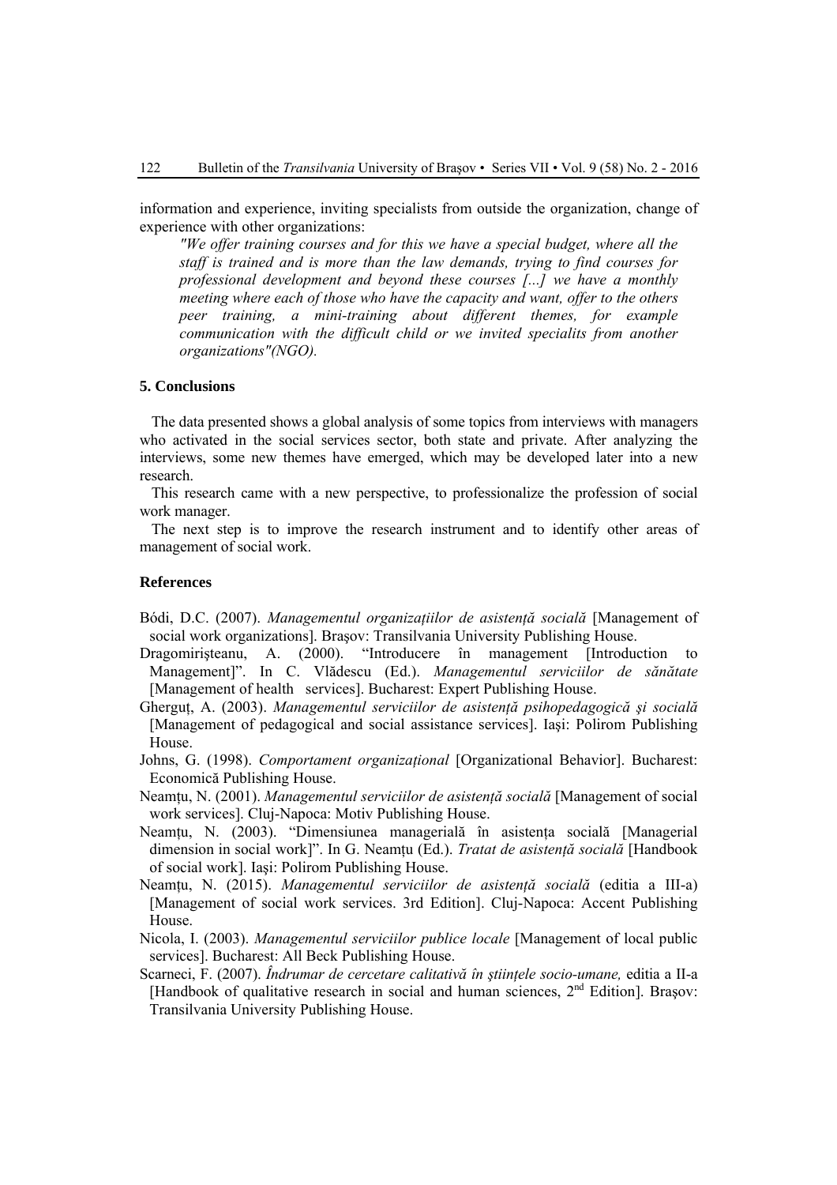information and experience, inviting specialists from outside the organization, change of experience with other organizations:

> *"We offer training courses and for this we have a special budget, where all the staff is trained and is more than the law demands, trying to find courses for professional development and beyond these courses [...] we have a monthly meeting where each of those who have the capacity and want, offer to the others peer training, a mini-training about different themes, for example communication with the difficult child or we invited specialits from another organizations"(NGO).*

### 5. Conclusions

The data presented shows a global analysis of some topics from interviews with managers who activated in the social services sector, both state and private. After analyzing the interviews, some new themes have emerged, which may be developed later into a new research.

This research came with a new perspective, to professionalize the profession of social work manager.

The next step is to improve the research instrument and to identify other areas of management of social work.

### References

Bódi, D.C. (2007). *Managementul organizațiilor de asistență socială* [Management of social work organizations]. Brașov: Transilvania University Publishing House.

Dragomirișteanu, A. (2000). "Introducere în management [Introduction to Management]". In C. Vlădescu (Ed.). *Managementul serviciilor de sănătate* [Management of health services]. Bucharest: Expert Publishing House.

Gherguț, A. (2003). *Managementul serviciilor de asistență psihopedagogică și socială* [Management of pedagogical and social assistance services]. Iași: Polirom Publishing House.

Johns, G. (1998). *Comportament organizațional* [Organizational Behavior]. Bucharest: Economică Publishing House.

Neamțu, N. (2001). *Managementul serviciilor de asistență socială* [Management of social work services]. Cluj-Napoca: Motiv Publishing House.

Neamțu, N. (2003). "Dimensiunea managerială în asistența socială [Managerial dimension in social work]". In G. Neamțu (Ed.). *Tratat de asistență socială* [Handbook of social work]. Iași: Polirom Publishing House.

Neamțu, N. (2015). *Managementul serviciilor de asistență socială* (editia a III-a) [Management of social work services. 3rd Edition]. Cluj-Napoca: Accent Publishing House.

Nicola, I. (2003). *Managementul serviciilor publice locale* [Management of local public services]. Bucharest: All Beck Publishing House.

Scarneci, F. (2007). *Îndrumar de cercetare calitativă în științele socio-umane,* editia a II-a [Handbook of qualitative research in social and human sciences, 2nd Edition]. Brașov: Transilvania University Publishing House.